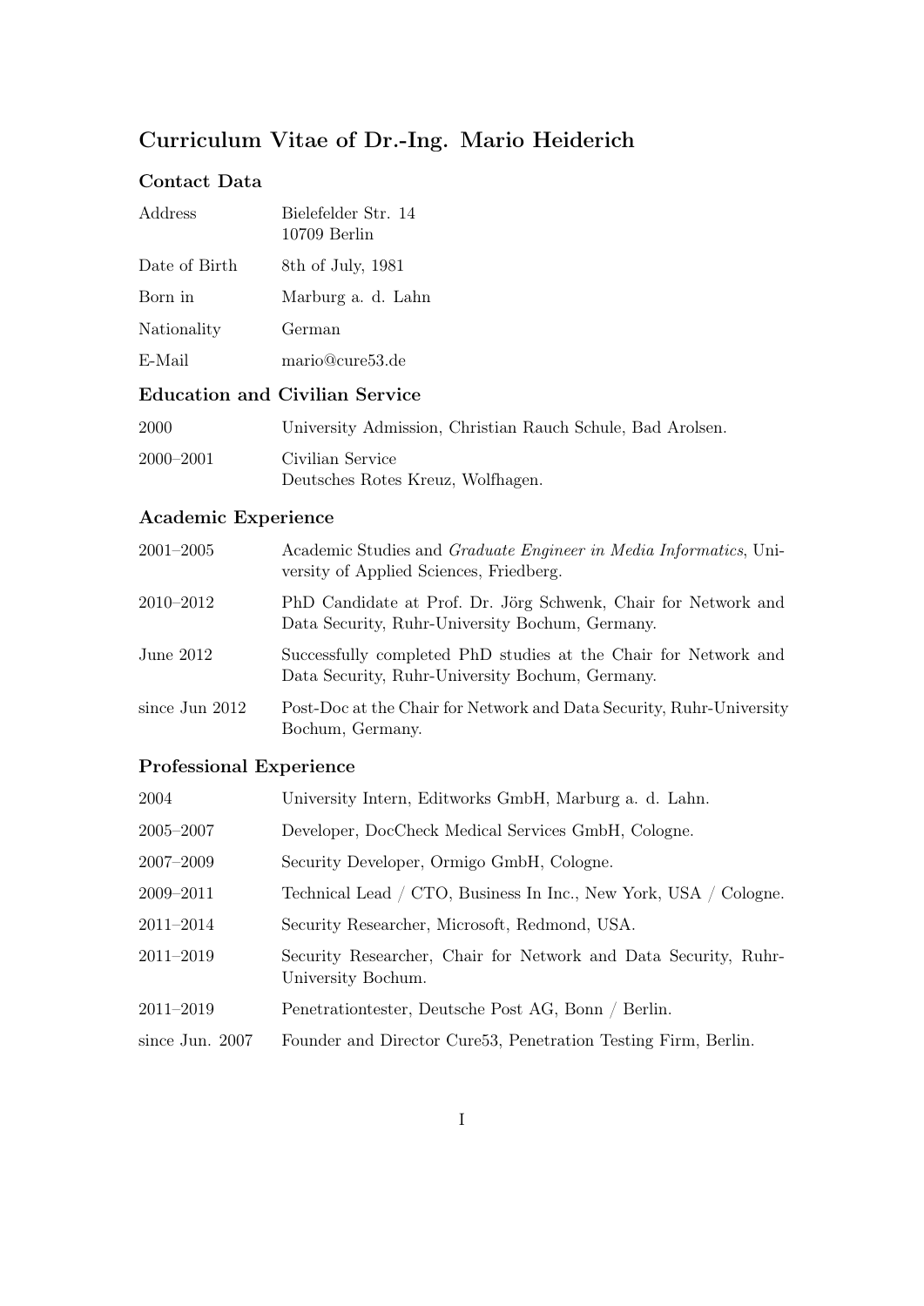# Curriculum Vitae of Dr.-Ing. Mario Heiderich

## Contact Data

| | |
|---|---|
| Address | Bielefelder Str. 14<br>10709 Berlin |
| Date of Birth | 8th of July, 1981 |
| Born in | Marburg a. d. Lahn |
| Nationality | German |
| E-Mail | mario@cure53.de |

## Education and Civilian Service

| | |
|---|---|
| 2000 | University Admission, Christian Rauch Schule, Bad Arolsen. |
| 2000–2001 | Civilian Service<br>Deutsches Rotes Kreuz, Wolfhagen. |

## Academic Experience

| | |
|---|---|
| 2001–2005 | Academic Studies and *Graduate Engineer in Media Informatics*, University of Applied Sciences, Friedberg. |
| 2010–2012 | PhD Candidate at Prof. Dr. Jörg Schwenk, Chair for Network and Data Security, Ruhr-University Bochum, Germany. |
| June 2012 | Successfully completed PhD studies at the Chair for Network and Data Security, Ruhr-University Bochum, Germany. |
| since Jun 2012 | Post-Doc at the Chair for Network and Data Security, Ruhr-University Bochum, Germany. |

## Professional Experience

| | |
|---|---|
| 2004 | University Intern, Editworks GmbH, Marburg a. d. Lahn. |
| 2005–2007 | Developer, DocCheck Medical Services GmbH, Cologne. |
| 2007–2009 | Security Developer, Ormigo GmbH, Cologne. |
| 2009–2011 | Technical Lead / CTO, Business In Inc., New York, USA / Cologne. |
| 2011–2014 | Security Researcher, Microsoft, Redmond, USA. |
| 2011–2019 | Security Researcher, Chair for Network and Data Security, Ruhr-University Bochum. |
| 2011–2019 | Penetrationtester, Deutsche Post AG, Bonn / Berlin. |
| since Jun. 2007 | Founder and Director Cure53, Penetration Testing Firm, Berlin. |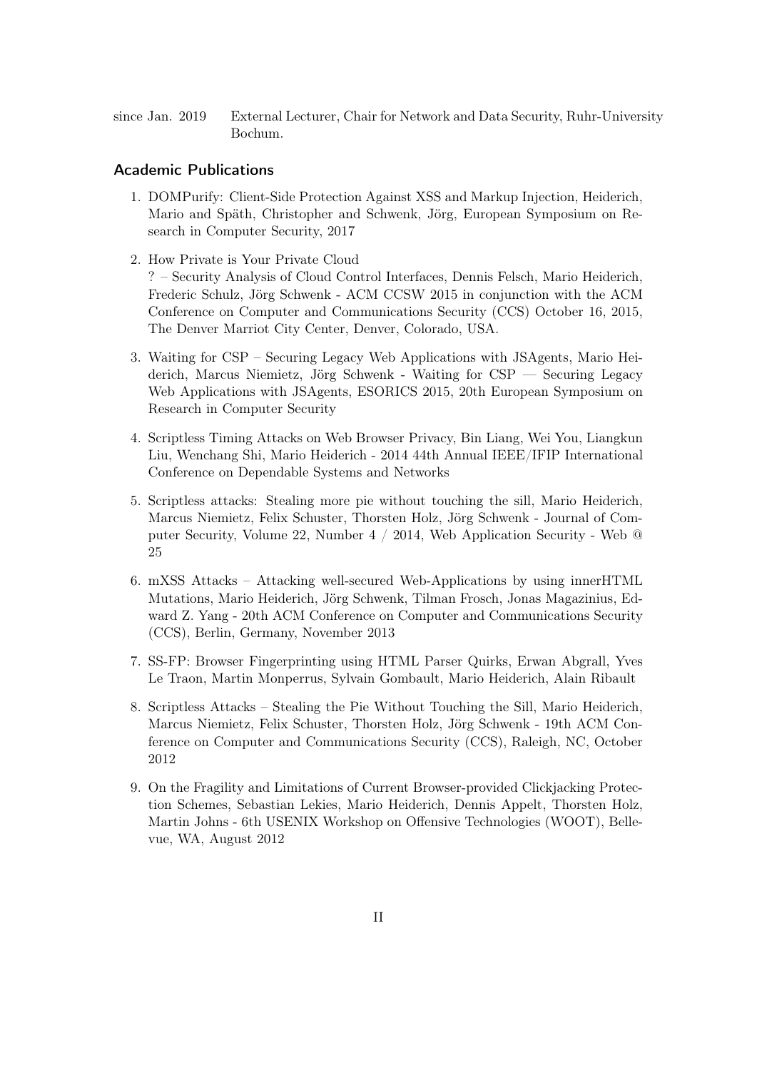since Jan. 2019 External Lecturer, Chair for Network and Data Security, Ruhr-University Bochum.

## Academic Publications

1. DOMPurify: Client-Side Protection Against XSS and Markup Injection, Heiderich, Mario and Späth, Christopher and Schwenk, Jörg, European Symposium on Research in Computer Security, 2017
2. How Private is Your Private Cloud
   ? – Security Analysis of Cloud Control Interfaces, Dennis Felsch, Mario Heiderich, Frederic Schulz, Jörg Schwenk - ACM CCSW 2015 in conjunction with the ACM Conference on Computer and Communications Security (CCS) October 16, 2015, The Denver Marriot City Center, Denver, Colorado, USA.
3. Waiting for CSP – Securing Legacy Web Applications with JSAgents, Mario Heiderich, Marcus Niemietz, Jörg Schwenk - Waiting for CSP — Securing Legacy Web Applications with JSAgents, ESORICS 2015, 20th European Symposium on Research in Computer Security
4. Scriptless Timing Attacks on Web Browser Privacy, Bin Liang, Wei You, Liangkun Liu, Wenchang Shi, Mario Heiderich - 2014 44th Annual IEEE/IFIP International Conference on Dependable Systems and Networks
5. Scriptless attacks: Stealing more pie without touching the sill, Mario Heiderich, Marcus Niemietz, Felix Schuster, Thorsten Holz, Jörg Schwenk - Journal of Computer Security, Volume 22, Number 4 / 2014, Web Application Security - Web @ 25
6. mXSS Attacks – Attacking well-secured Web-Applications by using innerHTML Mutations, Mario Heiderich, Jörg Schwenk, Tilman Frosch, Jonas Magazinius, Edward Z. Yang - 20th ACM Conference on Computer and Communications Security (CCS), Berlin, Germany, November 2013
7. SS-FP: Browser Fingerprinting using HTML Parser Quirks, Erwan Abgrall, Yves Le Traon, Martin Monperrus, Sylvain Gombault, Mario Heiderich, Alain Ribault
8. Scriptless Attacks – Stealing the Pie Without Touching the Sill, Mario Heiderich, Marcus Niemietz, Felix Schuster, Thorsten Holz, Jörg Schwenk - 19th ACM Conference on Computer and Communications Security (CCS), Raleigh, NC, October 2012
9. On the Fragility and Limitations of Current Browser-provided Clickjacking Protection Schemes, Sebastian Lekies, Mario Heiderich, Dennis Appelt, Thorsten Holz, Martin Johns - 6th USENIX Workshop on Offensive Technologies (WOOT), Bellevue, WA, August 2012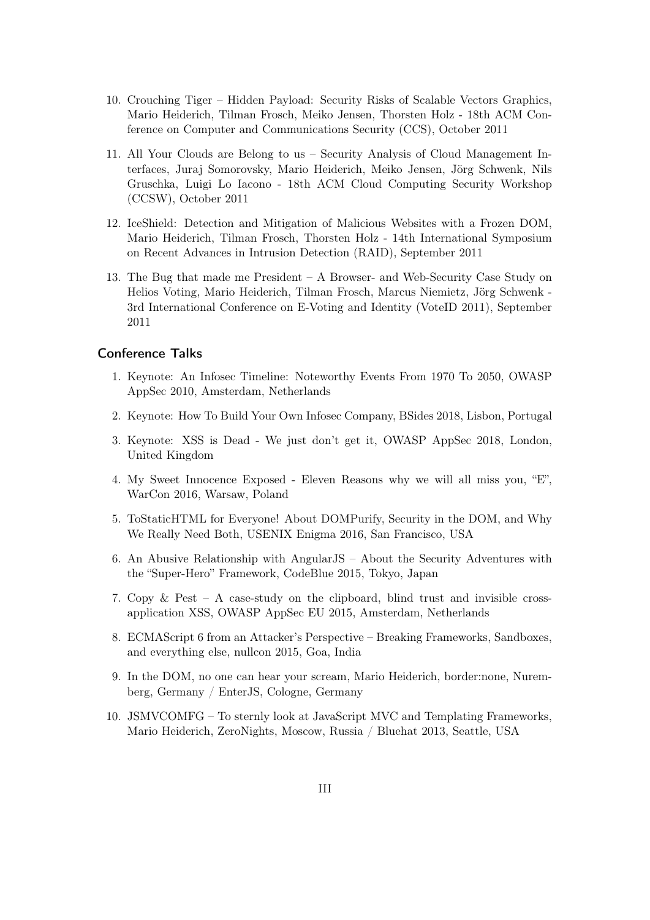10. Crouching Tiger – Hidden Payload: Security Risks of Scalable Vectors Graphics, Mario Heiderich, Tilman Frosch, Meiko Jensen, Thorsten Holz - 18th ACM Conference on Computer and Communications Security (CCS), October 2011

11. All Your Clouds are Belong to us – Security Analysis of Cloud Management Interfaces, Juraj Somorovsky, Mario Heiderich, Meiko Jensen, Jörg Schwenk, Nils Gruschka, Luigi Lo Iacono - 18th ACM Cloud Computing Security Workshop (CCSW), October 2011

12. IceShield: Detection and Mitigation of Malicious Websites with a Frozen DOM, Mario Heiderich, Tilman Frosch, Thorsten Holz - 14th International Symposium on Recent Advances in Intrusion Detection (RAID), September 2011

13. The Bug that made me President – A Browser- and Web-Security Case Study on Helios Voting, Mario Heiderich, Tilman Frosch, Marcus Niemietz, Jörg Schwenk - 3rd International Conference on E-Voting and Identity (VoteID 2011), September 2011

## Conference Talks

1. Keynote: An Infosec Timeline: Noteworthy Events From 1970 To 2050, OWASP AppSec 2010, Amsterdam, Netherlands

2. Keynote: How To Build Your Own Infosec Company, BSides 2018, Lisbon, Portugal

3. Keynote: XSS is Dead - We just don't get it, OWASP AppSec 2018, London, United Kingdom

4. My Sweet Innocence Exposed - Eleven Reasons why we will all miss you, "E", WarCon 2016, Warsaw, Poland

5. ToStaticHTML for Everyone! About DOMPurify, Security in the DOM, and Why We Really Need Both, USENIX Enigma 2016, San Francisco, USA

6. An Abusive Relationship with AngularJS – About the Security Adventures with the "Super-Hero" Framework, CodeBlue 2015, Tokyo, Japan

7. Copy & Pest – A case-study on the clipboard, blind trust and invisible cross-application XSS, OWASP AppSec EU 2015, Amsterdam, Netherlands

8. ECMAScript 6 from an Attacker's Perspective – Breaking Frameworks, Sandboxes, and everything else, nullcon 2015, Goa, India

9. In the DOM, no one can hear your scream, Mario Heiderich, border:none, Nuremberg, Germany / EnterJS, Cologne, Germany

10. JSMVCOMFG – To sternly look at JavaScript MVC and Templating Frameworks, Mario Heiderich, ZeroNights, Moscow, Russia / Bluehat 2013, Seattle, USA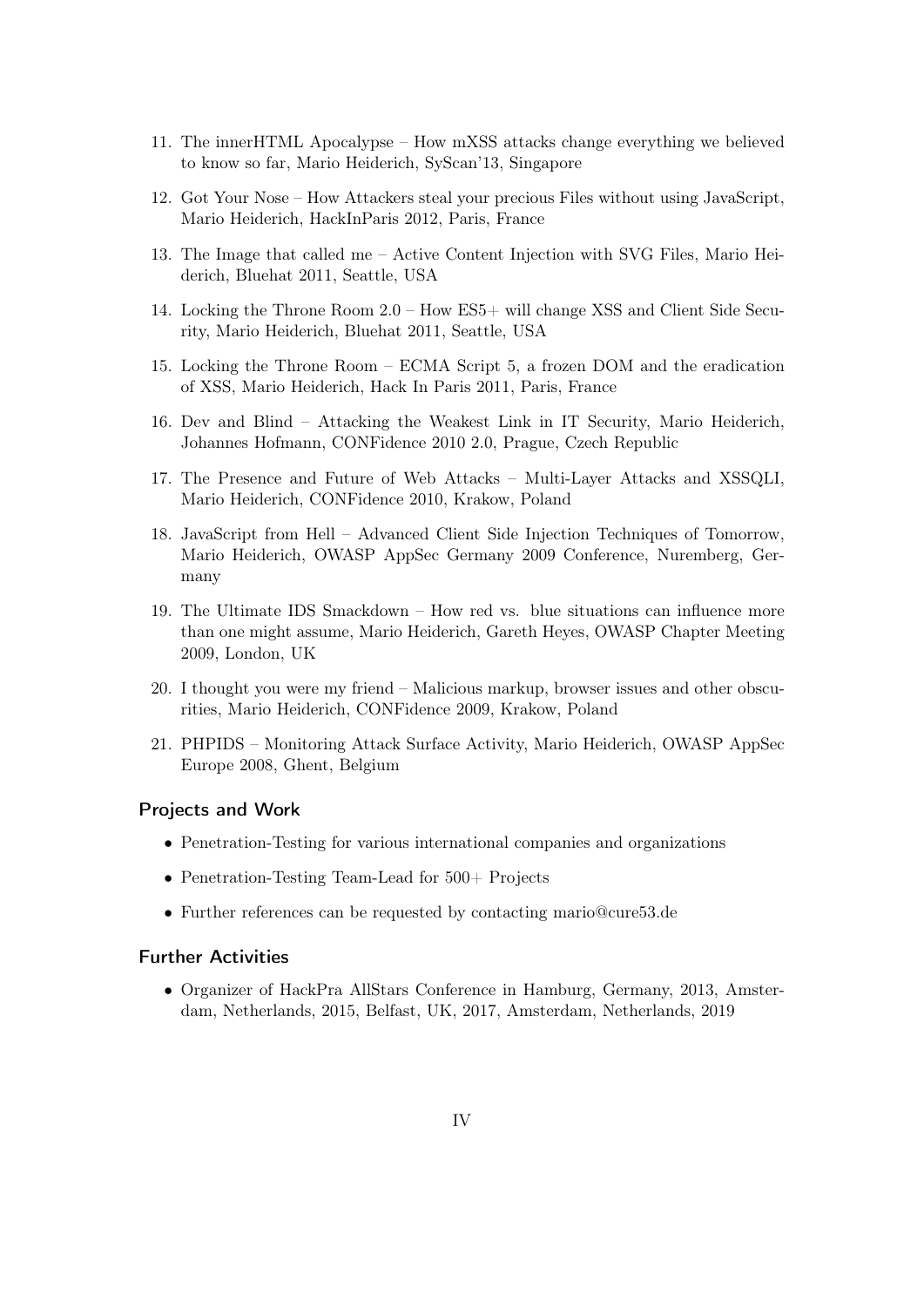11. The innerHTML Apocalypse – How mXSS attacks change everything we believed to know so far, Mario Heiderich, SyScan'13, Singapore

12. Got Your Nose – How Attackers steal your precious Files without using JavaScript, Mario Heiderich, HackInParis 2012, Paris, France

13. The Image that called me – Active Content Injection with SVG Files, Mario Heiderich, Bluehat 2011, Seattle, USA

14. Locking the Throne Room 2.0 – How ES5+ will change XSS and Client Side Security, Mario Heiderich, Bluehat 2011, Seattle, USA

15. Locking the Throne Room – ECMA Script 5, a frozen DOM and the eradication of XSS, Mario Heiderich, Hack In Paris 2011, Paris, France

16. Dev and Blind – Attacking the Weakest Link in IT Security, Mario Heiderich, Johannes Hofmann, CONFidence 2010 2.0, Prague, Czech Republic

17. The Presence and Future of Web Attacks – Multi-Layer Attacks and XSSQLI, Mario Heiderich, CONFidence 2010, Krakow, Poland

18. JavaScript from Hell – Advanced Client Side Injection Techniques of Tomorrow, Mario Heiderich, OWASP AppSec Germany 2009 Conference, Nuremberg, Germany

19. The Ultimate IDS Smackdown – How red vs. blue situations can influence more than one might assume, Mario Heiderich, Gareth Heyes, OWASP Chapter Meeting 2009, London, UK

20. I thought you were my friend – Malicious markup, browser issues and other obscurities, Mario Heiderich, CONFidence 2009, Krakow, Poland

21. PHPIDS – Monitoring Attack Surface Activity, Mario Heiderich, OWASP AppSec Europe 2008, Ghent, Belgium

### Projects and Work

- Penetration-Testing for various international companies and organizations
- Penetration-Testing Team-Lead for 500+ Projects
- Further references can be requested by contacting mario@cure53.de

### Further Activities

- Organizer of HackPra AllStars Conference in Hamburg, Germany, 2013, Amsterdam, Netherlands, 2015, Belfast, UK, 2017, Amsterdam, Netherlands, 2019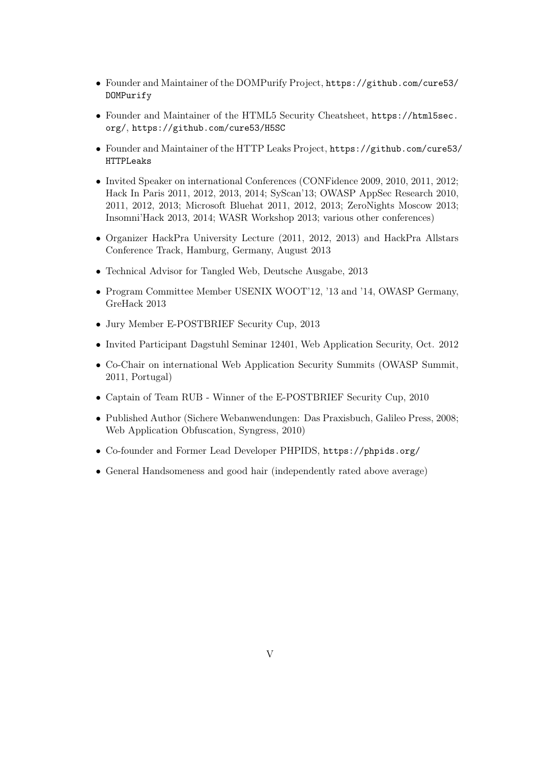- Founder and Maintainer of the DOMPurify Project, `https://github.com/cure53/DOMPurify`
- Founder and Maintainer of the HTML5 Security Cheatsheet, `https://html5sec.org/`, `https://github.com/cure53/H5SC`
- Founder and Maintainer of the HTTP Leaks Project, `https://github.com/cure53/HTTPLeaks`
- Invited Speaker on international Conferences (CONFidence 2009, 2010, 2011, 2012; Hack In Paris 2011, 2012, 2013, 2014; SyScan'13; OWASP AppSec Research 2010, 2011, 2012, 2013; Microsoft Bluehat 2011, 2012, 2013; ZeroNights Moscow 2013; Insomni'Hack 2013, 2014; WASR Workshop 2013; various other conferences)
- Organizer HackPra University Lecture (2011, 2012, 2013) and HackPra Allstars Conference Track, Hamburg, Germany, August 2013
- Technical Advisor for Tangled Web, Deutsche Ausgabe, 2013
- Program Committee Member USENIX WOOT'12, '13 and '14, OWASP Germany, GreHack 2013
- Jury Member E-POSTBRIEF Security Cup, 2013
- Invited Participant Dagstuhl Seminar 12401, Web Application Security, Oct. 2012
- Co-Chair on international Web Application Security Summits (OWASP Summit, 2011, Portugal)
- Captain of Team RUB - Winner of the E-POSTBRIEF Security Cup, 2010
- Published Author (Sichere Webanwendungen: Das Praxisbuch, Galileo Press, 2008; Web Application Obfuscation, Syngress, 2010)
- Co-founder and Former Lead Developer PHPIDS, `https://phpids.org/`
- General Handsomeness and good hair (independently rated above average)